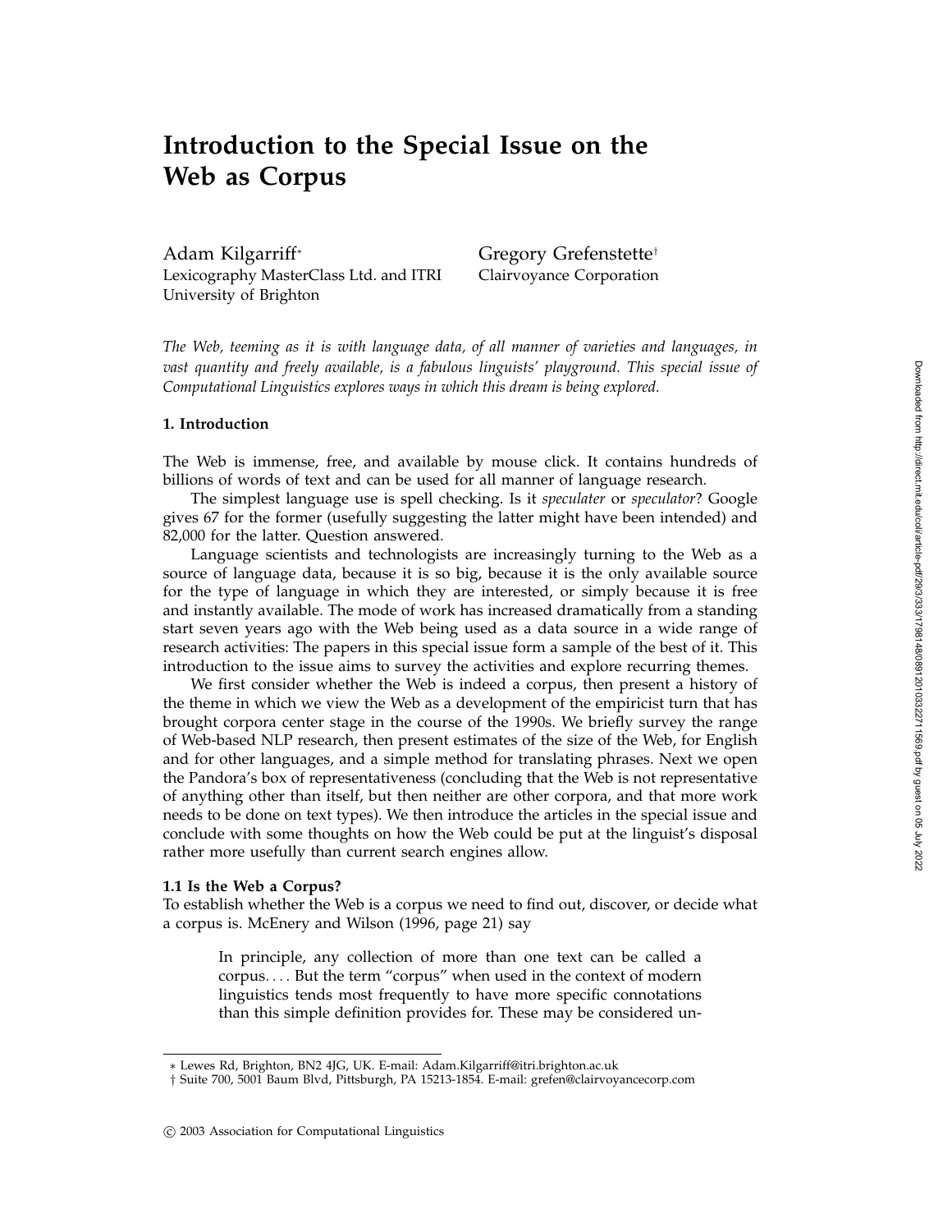# Introduction to the Special Issue on the Web as Corpus

Adam Kilgarriff[*]
Lexicography MasterClass Ltd. and ITRI
University of Brighton

Gregory Grefenstette[†]
Clairvoyance Corporation

*The Web, teeming as it is with language data, of all manner of varieties and languages, in vast quantity and freely available, is a fabulous linguists' playground. This special issue of Computational Linguistics explores ways in which this dream is being explored.*

## 1. Introduction

The Web is immense, free, and available by mouse click. It contains hundreds of billions of words of text and can be used for all manner of language research.

The simplest language use is spell checking. Is it *speculater* or *speculator*? Google gives 67 for the former (usefully suggesting the latter might have been intended) and 82,000 for the latter. Question answered.

Language scientists and technologists are increasingly turning to the Web as a source of language data, because it is so big, because it is the only available source for the type of language in which they are interested, or simply because it is free and instantly available. The mode of work has increased dramatically from a standing start seven years ago with the Web being used as a data source in a wide range of research activities: The papers in this special issue form a sample of the best of it. This introduction to the issue aims to survey the activities and explore recurring themes.

We first consider whether the Web is indeed a corpus, then present a history of the theme in which we view the Web as a development of the empiricist turn that has brought corpora center stage in the course of the 1990s. We briefly survey the range of Web-based NLP research, then present estimates of the size of the Web, for English and for other languages, and a simple method for translating phrases. Next we open the Pandora's box of representativeness (concluding that the Web is not representative of anything other than itself, but then neither are other corpora, and that more work needs to be done on text types). We then introduce the articles in the special issue and conclude with some thoughts on how the Web could be put at the linguist's disposal rather more usefully than current search engines allow.

### 1.1 Is the Web a Corpus?

To establish whether the Web is a corpus we need to find out, discover, or decide what a corpus is. McEnery and Wilson (1996, page 21) say

> In principle, any collection of more than one text can be called a corpus. . . . But the term "corpus" when used in the context of modern linguistics tends most frequently to have more specific connotations than this simple definition provides for. These may be considered un-

[*] Lewes Rd, Brighton, BN2 4JG, UK. E-mail: Adam.Kilgarriff@itri.brighton.ac.uk

[†] Suite 700, 5001 Baum Blvd, Pittsburgh, PA 15213-1854. E-mail: grefen@clairvoyancecorp.com

© 2003 Association for Computational Linguistics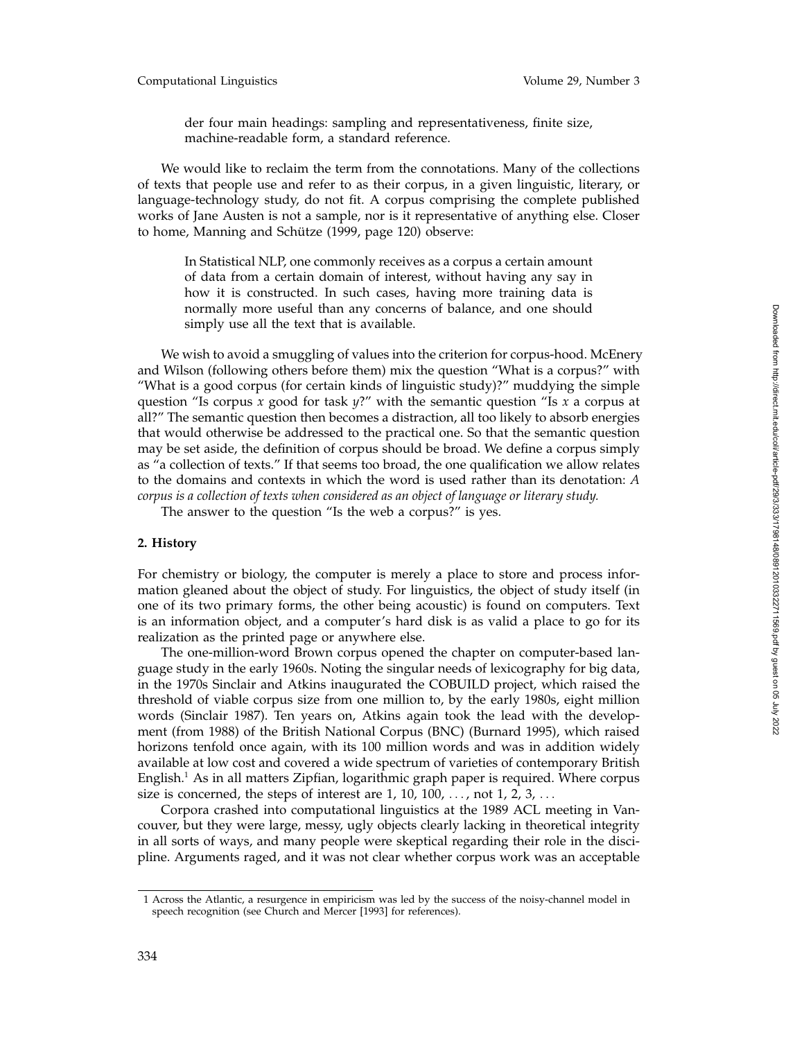der four main headings: sampling and representativeness, finite size, machine-readable form, a standard reference.

We would like to reclaim the term from the connotations. Many of the collections of texts that people use and refer to as their corpus, in a given linguistic, literary, or language-technology study, do not fit. A corpus comprising the complete published works of Jane Austen is not a sample, nor is it representative of anything else. Closer to home, Manning and Schütze (1999, page 120) observe:

> In Statistical NLP, one commonly receives as a corpus a certain amount of data from a certain domain of interest, without having any say in how it is constructed. In such cases, having more training data is normally more useful than any concerns of balance, and one should simply use all the text that is available.

We wish to avoid a smuggling of values into the criterion for corpus-hood. McEnery and Wilson (following others before them) mix the question "What is a corpus?" with "What is a good corpus (for certain kinds of linguistic study)?" muddying the simple question "Is corpus *x* good for task *y*?" with the semantic question "Is *x* a corpus at all?" The semantic question then becomes a distraction, all too likely to absorb energies that would otherwise be addressed to the practical one. So that the semantic question may be set aside, the definition of corpus should be broad. We define a corpus simply as "a collection of texts." If that seems too broad, the one qualification we allow relates to the domains and contexts in which the word is used rather than its denotation: *A corpus is a collection of texts when considered as an object of language or literary study.*

The answer to the question "Is the web a corpus?" is yes.

## 2. History

For chemistry or biology, the computer is merely a place to store and process information gleaned about the object of study. For linguistics, the object of study itself (in one of its two primary forms, the other being acoustic) is found on computers. Text is an information object, and a computer's hard disk is as valid a place to go for its realization as the printed page or anywhere else.

The one-million-word Brown corpus opened the chapter on computer-based language study in the early 1960s. Noting the singular needs of lexicography for big data, in the 1970s Sinclair and Atkins inaugurated the COBUILD project, which raised the threshold of viable corpus size from one million to, by the early 1980s, eight million words (Sinclair 1987). Ten years on, Atkins again took the lead with the development (from 1988) of the British National Corpus (BNC) (Burnard 1995), which raised horizons tenfold once again, with its 100 million words and was in addition widely available at low cost and covered a wide spectrum of varieties of contemporary British English.[1] As in all matters Zipfian, logarithmic graph paper is required. Where corpus size is concerned, the steps of interest are 1, 10, 100, . . . , not 1, 2, 3, . . .

Corpora crashed into computational linguistics at the 1989 ACL meeting in Vancouver, but they were large, messy, ugly objects clearly lacking in theoretical integrity in all sorts of ways, and many people were skeptical regarding their role in the discipline. Arguments raged, and it was not clear whether corpus work was an acceptable

[1] Across the Atlantic, a resurgence in empiricism was led by the success of the noisy-channel model in speech recognition (see Church and Mercer [1993] for references).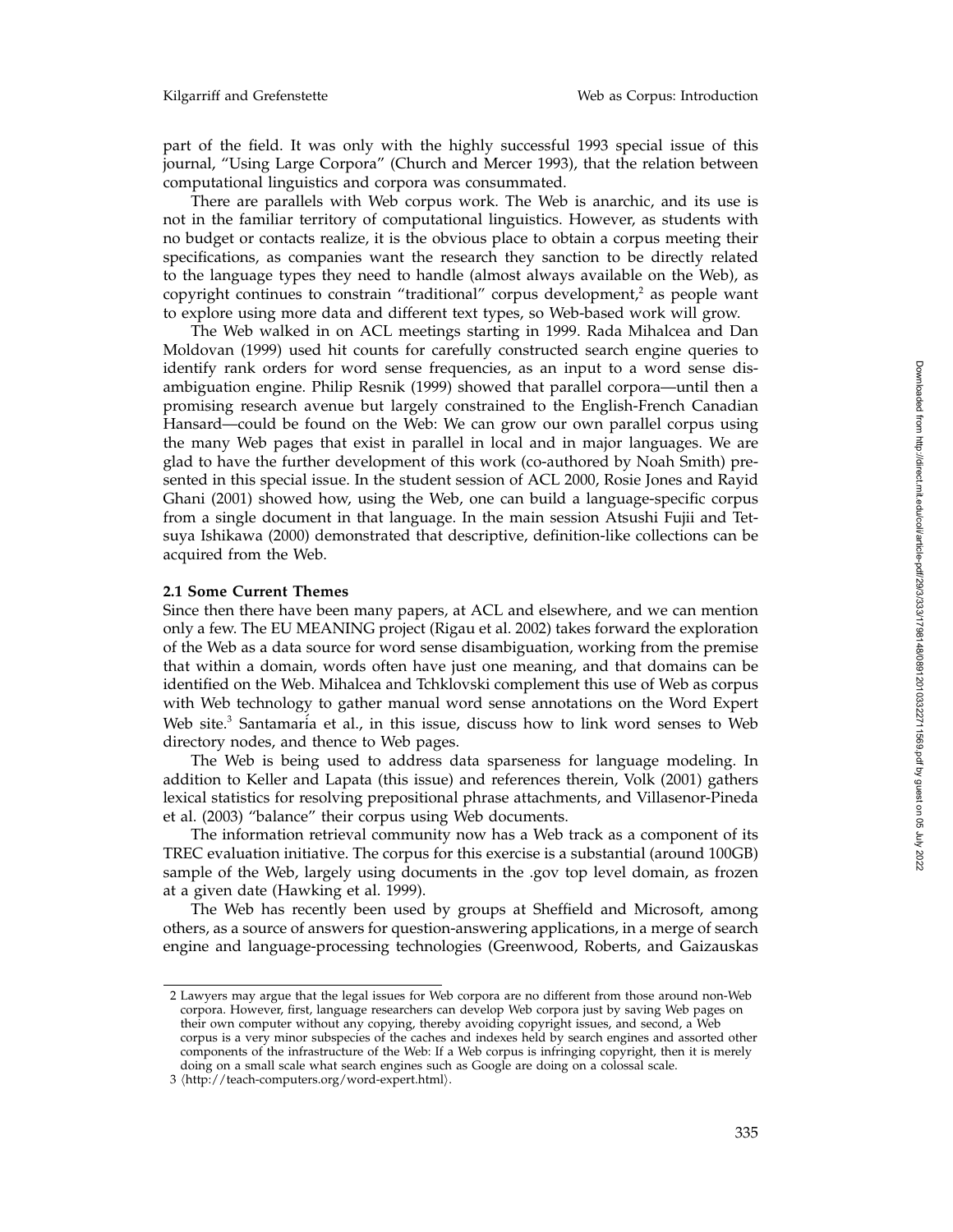part of the field. It was only with the highly successful 1993 special issue of this journal, "Using Large Corpora" (Church and Mercer 1993), that the relation between computational linguistics and corpora was consummated.

There are parallels with Web corpus work. The Web is anarchic, and its use is not in the familiar territory of computational linguistics. However, as students with no budget or contacts realize, it is the obvious place to obtain a corpus meeting their specifications, as companies want the research they sanction to be directly related to the language types they need to handle (almost always available on the Web), as copyright continues to constrain "traditional" corpus development,[2] as people want to explore using more data and different text types, so Web-based work will grow.

The Web walked in on ACL meetings starting in 1999. Rada Mihalcea and Dan Moldovan (1999) used hit counts for carefully constructed search engine queries to identify rank orders for word sense frequencies, as an input to a word sense disambiguation engine. Philip Resnik (1999) showed that parallel corpora—until then a promising research avenue but largely constrained to the English-French Canadian Hansard—could be found on the Web: We can grow our own parallel corpus using the many Web pages that exist in parallel in local and in major languages. We are glad to have the further development of this work (co-authored by Noah Smith) presented in this special issue. In the student session of ACL 2000, Rosie Jones and Rayid Ghani (2001) showed how, using the Web, one can build a language-specific corpus from a single document in that language. In the main session Atsushi Fujii and Tetsuya Ishikawa (2000) demonstrated that descriptive, definition-like collections can be acquired from the Web.

### 2.1 Some Current Themes

Since then there have been many papers, at ACL and elsewhere, and we can mention only a few. The EU MEANING project (Rigau et al. 2002) takes forward the exploration of the Web as a data source for word sense disambiguation, working from the premise that within a domain, words often have just one meaning, and that domains can be identified on the Web. Mihalcea and Tchklovski complement this use of Web as corpus with Web technology to gather manual word sense annotations on the Word Expert Web site.[3] Santamaría et al., in this issue, discuss how to link word senses to Web directory nodes, and thence to Web pages.

The Web is being used to address data sparseness for language modeling. In addition to Keller and Lapata (this issue) and references therein, Volk (2001) gathers lexical statistics for resolving prepositional phrase attachments, and Villasenor-Pineda et al. (2003) "balance" their corpus using Web documents.

The information retrieval community now has a Web track as a component of its TREC evaluation initiative. The corpus for this exercise is a substantial (around 100GB) sample of the Web, largely using documents in the .gov top level domain, as frozen at a given date (Hawking et al. 1999).

The Web has recently been used by groups at Sheffield and Microsoft, among others, as a source of answers for question-answering applications, in a merge of search engine and language-processing technologies (Greenwood, Roberts, and Gaizauskas

---

2 Lawyers may argue that the legal issues for Web corpora are no different from those around non-Web corpora. However, first, language researchers can develop Web corpora just by saving Web pages on their own computer without any copying, thereby avoiding copyright issues, and second, a Web corpus is a very minor subspecies of the caches and indexes held by search engines and assorted other components of the infrastructure of the Web: If a Web corpus is infringing copyright, then it is merely doing on a small scale what search engines such as Google are doing on a colossal scale.

3 ⟨http://teach-computers.org/word-expert.html⟩.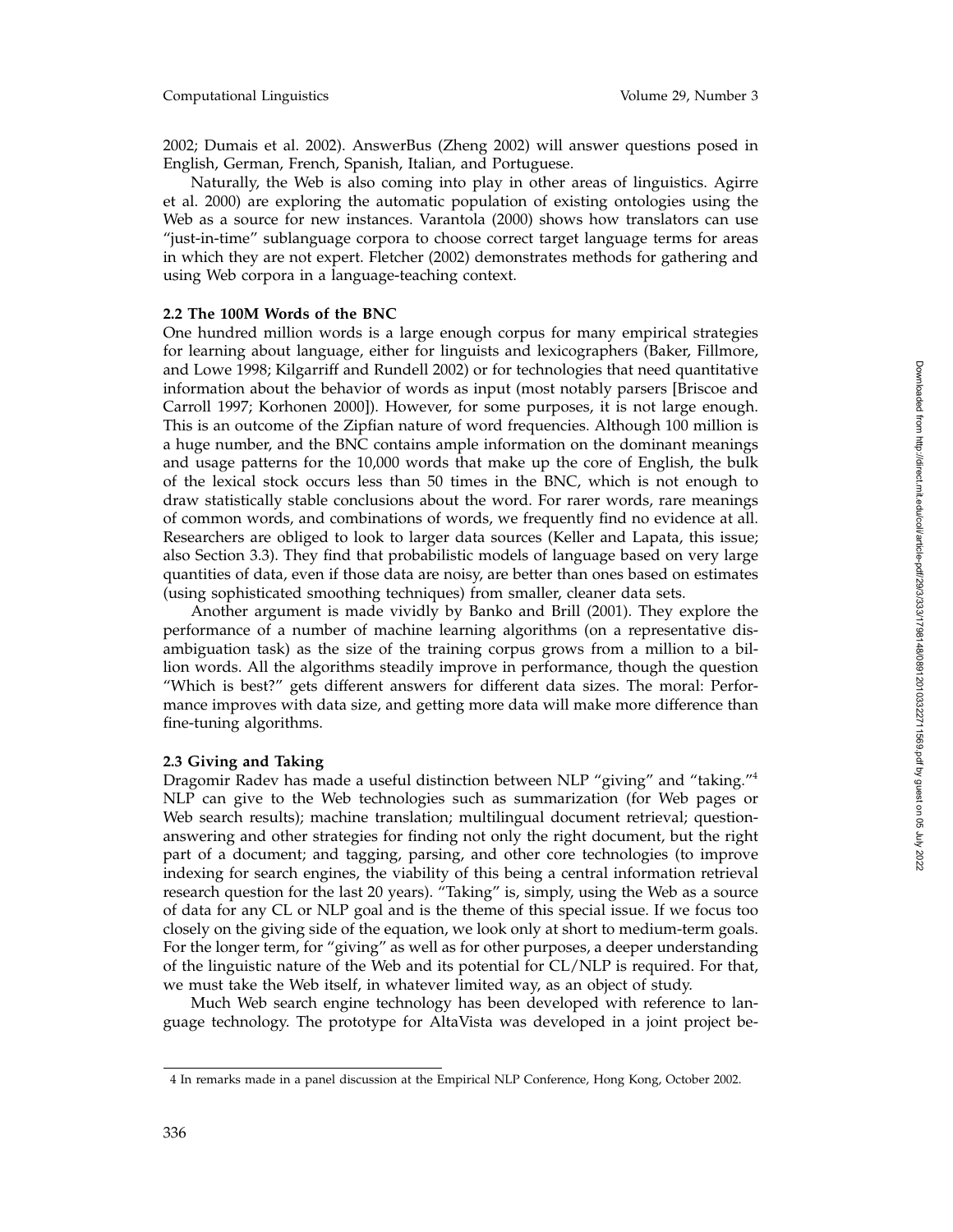2002; Dumais et al. 2002). AnswerBus (Zheng 2002) will answer questions posed in English, German, French, Spanish, Italian, and Portuguese.

Naturally, the Web is also coming into play in other areas of linguistics. Agirre et al. 2000) are exploring the automatic population of existing ontologies using the Web as a source for new instances. Varantola (2000) shows how translators can use "just-in-time" sublanguage corpora to choose correct target language terms for areas in which they are not expert. Fletcher (2002) demonstrates methods for gathering and using Web corpora in a language-teaching context.

### 2.2 The 100M Words of the BNC

One hundred million words is a large enough corpus for many empirical strategies for learning about language, either for linguists and lexicographers (Baker, Fillmore, and Lowe 1998; Kilgarriff and Rundell 2002) or for technologies that need quantitative information about the behavior of words as input (most notably parsers [Briscoe and Carroll 1997; Korhonen 2000]). However, for some purposes, it is not large enough. This is an outcome of the Zipfian nature of word frequencies. Although 100 million is a huge number, and the BNC contains ample information on the dominant meanings and usage patterns for the 10,000 words that make up the core of English, the bulk of the lexical stock occurs less than 50 times in the BNC, which is not enough to draw statistically stable conclusions about the word. For rarer words, rare meanings of common words, and combinations of words, we frequently find no evidence at all. Researchers are obliged to look to larger data sources (Keller and Lapata, this issue; also Section 3.3). They find that probabilistic models of language based on very large quantities of data, even if those data are noisy, are better than ones based on estimates (using sophisticated smoothing techniques) from smaller, cleaner data sets.

Another argument is made vividly by Banko and Brill (2001). They explore the performance of a number of machine learning algorithms (on a representative disambiguation task) as the size of the training corpus grows from a million to a billion words. All the algorithms steadily improve in performance, though the question "Which is best?" gets different answers for different data sizes. The moral: Performance improves with data size, and getting more data will make more difference than fine-tuning algorithms.

### 2.3 Giving and Taking

Dragomir Radev has made a useful distinction between NLP "giving" and "taking."[4] NLP can give to the Web technologies such as summarization (for Web pages or Web search results); machine translation; multilingual document retrieval; question-answering and other strategies for finding not only the right document, but the right part of a document; and tagging, parsing, and other core technologies (to improve indexing for search engines, the viability of this being a central information retrieval research question for the last 20 years). "Taking" is, simply, using the Web as a source of data for any CL or NLP goal and is the theme of this special issue. If we focus too closely on the giving side of the equation, we look only at short to medium-term goals. For the longer term, for "giving" as well as for other purposes, a deeper understanding of the linguistic nature of the Web and its potential for CL/NLP is required. For that, we must take the Web itself, in whatever limited way, as an object of study.

Much Web search engine technology has been developed with reference to language technology. The prototype for AltaVista was developed in a joint project be-

---

4 In remarks made in a panel discussion at the Empirical NLP Conference, Hong Kong, October 2002.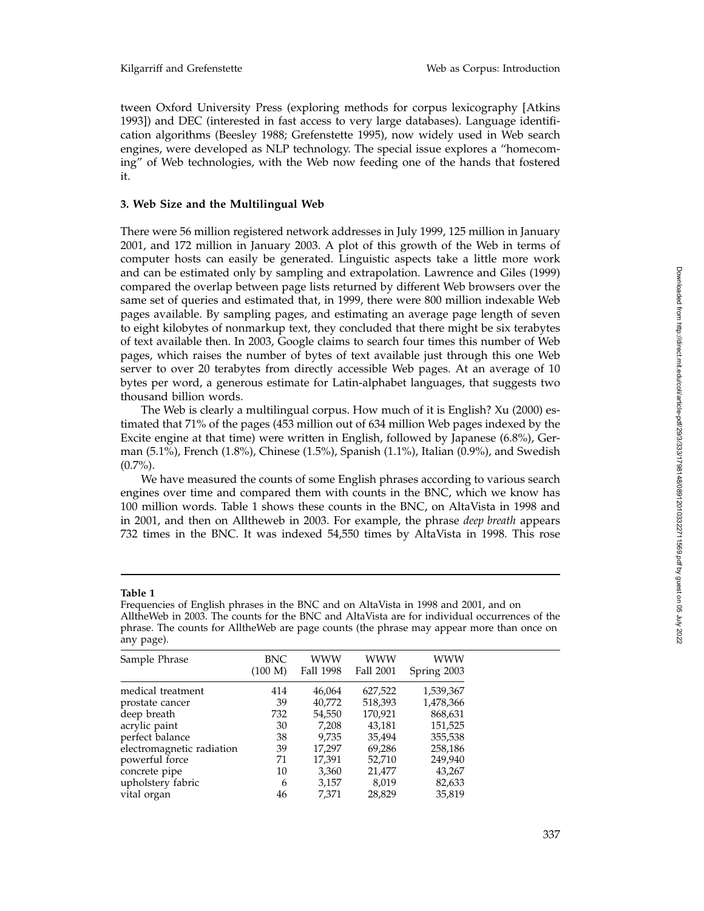tween Oxford University Press (exploring methods for corpus lexicography [Atkins 1993]) and DEC (interested in fast access to very large databases). Language identification algorithms (Beesley 1988; Grefenstette 1995), now widely used in Web search engines, were developed as NLP technology. The special issue explores a "homecoming" of Web technologies, with the Web now feeding one of the hands that fostered it.

### 3. Web Size and the Multilingual Web

There were 56 million registered network addresses in July 1999, 125 million in January 2001, and 172 million in January 2003. A plot of this growth of the Web in terms of computer hosts can easily be generated. Linguistic aspects take a little more work and can be estimated only by sampling and extrapolation. Lawrence and Giles (1999) compared the overlap between page lists returned by different Web browsers over the same set of queries and estimated that, in 1999, there were 800 million indexable Web pages available. By sampling pages, and estimating an average page length of seven to eight kilobytes of nonmarkup text, they concluded that there might be six terabytes of text available then. In 2003, Google claims to search four times this number of Web pages, which raises the number of bytes of text available just through this one Web server to over 20 terabytes from directly accessible Web pages. At an average of 10 bytes per word, a generous estimate for Latin-alphabet languages, that suggests two thousand billion words.

The Web is clearly a multilingual corpus. How much of it is English? Xu (2000) estimated that 71% of the pages (453 million out of 634 million Web pages indexed by the Excite engine at that time) were written in English, followed by Japanese (6.8%), German (5.1%), French (1.8%), Chinese (1.5%), Spanish (1.1%), Italian (0.9%), and Swedish (0.7%).

We have measured the counts of some English phrases according to various search engines over time and compared them with counts in the BNC, which we know has 100 million words. Table 1 shows these counts in the BNC, on AltaVista in 1998 and in 2001, and then on Alltheweb in 2003. For example, the phrase *deep breath* appears 732 times in the BNC. It was indexed 54,550 times by AltaVista in 1998. This rose

**Table 1**
Frequencies of English phrases in the BNC and on AltaVista in 1998 and 2001, and on AlltheWeb in 2003. The counts for the BNC and AltaVista are for individual occurrences of the phrase. The counts for AlltheWeb are page counts (the phrase may appear more than once on any page).

| Sample Phrase | BNC (100 M) | WWW Fall 1998 | WWW Fall 2001 | WWW Spring 2003 |
|---|---|---|---|---|
| medical treatment | 414 | 46,064 | 627,522 | 1,539,367 |
| prostate cancer | 39 | 40,772 | 518,393 | 1,478,366 |
| deep breath | 732 | 54,550 | 170,921 | 868,631 |
| acrylic paint | 30 | 7,208 | 43,181 | 151,525 |
| perfect balance | 38 | 9,735 | 35,494 | 355,538 |
| electromagnetic radiation | 39 | 17,297 | 69,286 | 258,186 |
| powerful force | 71 | 17,391 | 52,710 | 249,940 |
| concrete pipe | 10 | 3,360 | 21,477 | 43,267 |
| upholstery fabric | 6 | 3,157 | 8,019 | 82,633 |
| vital organ | 46 | 7,371 | 28,829 | 35,819 |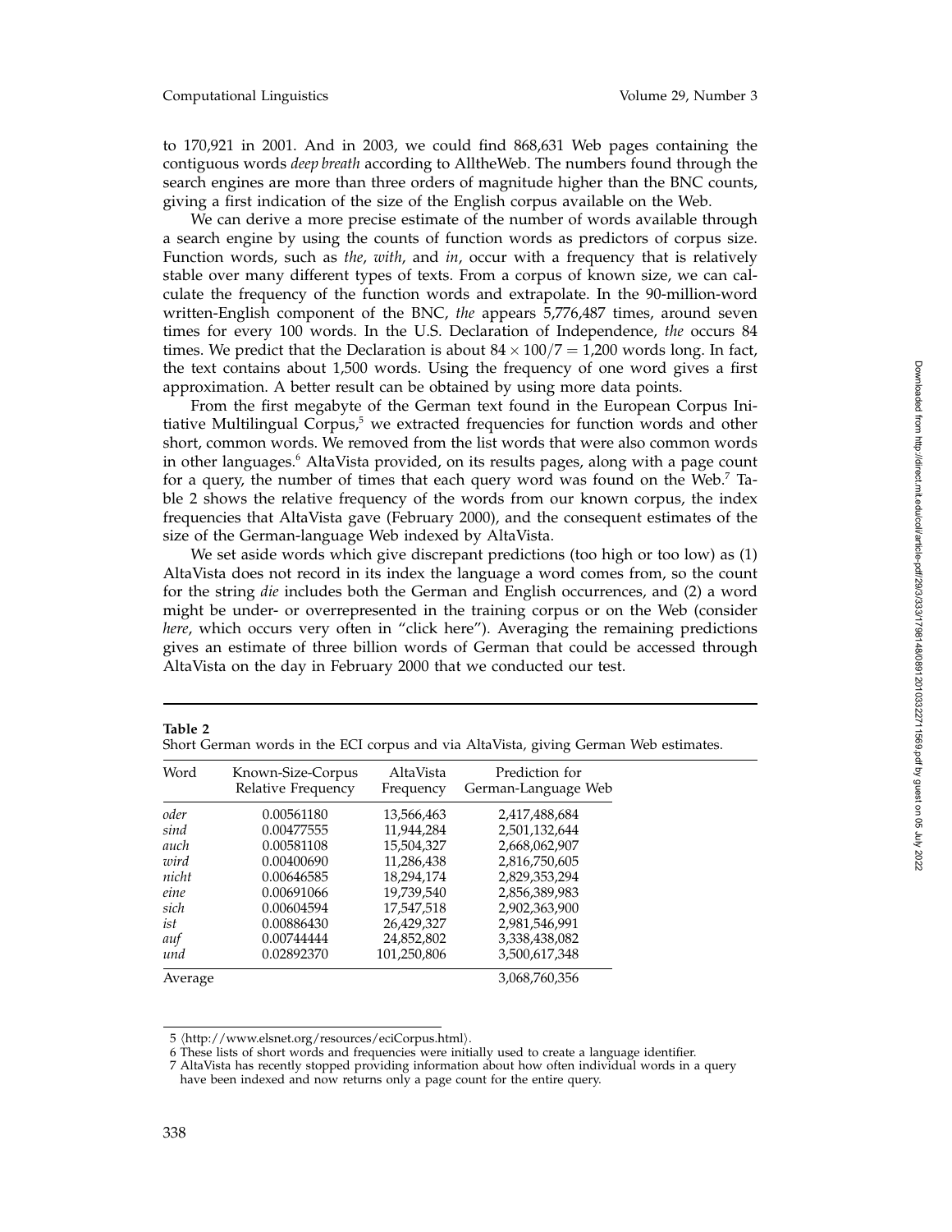to 170,921 in 2001. And in 2003, we could find 868,631 Web pages containing the contiguous words *deep breath* according to AlltheWeb. The numbers found through the search engines are more than three orders of magnitude higher than the BNC counts, giving a first indication of the size of the English corpus available on the Web.

We can derive a more precise estimate of the number of words available through a search engine by using the counts of function words as predictors of corpus size. Function words, such as *the*, *with*, and *in*, occur with a frequency that is relatively stable over many different types of texts. From a corpus of known size, we can calculate the frequency of the function words and extrapolate. In the 90-million-word written-English component of the BNC, *the* appears 5,776,487 times, around seven times for every 100 words. In the U.S. Declaration of Independence, *the* occurs 84 times. We predict that the Declaration is about $84 \times 100/7 = 1{,}200$ words long. In fact, the text contains about 1,500 words. Using the frequency of one word gives a first approximation. A better result can be obtained by using more data points.

From the first megabyte of the German text found in the European Corpus Initiative Multilingual Corpus,[5] we extracted frequencies for function words and other short, common words. We removed from the list words that were also common words in other languages.[6] AltaVista provided, on its results pages, along with a page count for a query, the number of times that each query word was found on the Web.[7] Table 2 shows the relative frequency of the words from our known corpus, the index frequencies that AltaVista gave (February 2000), and the consequent estimates of the size of the German-language Web indexed by AltaVista.

We set aside words which give discrepant predictions (too high or too low) as (1) AltaVista does not record in its index the language a word comes from, so the count for the string *die* includes both the German and English occurrences, and (2) a word might be under- or overrepresented in the training corpus or on the Web (consider *here*, which occurs very often in "click here"). Averaging the remaining predictions gives an estimate of three billion words of German that could be accessed through AltaVista on the day in February 2000 that we conducted our test.

**Table 2**
Short German words in the ECI corpus and via AltaVista, giving German Web estimates.

| Word | Known-Size-Corpus Relative Frequency | AltaVista Frequency | Prediction for German-Language Web |
|---|---|---|---|
| *oder* | 0.00561180 | 13,566,463 | 2,417,488,684 |
| *sind* | 0.00477555 | 11,944,284 | 2,501,132,644 |
| *auch* | 0.00581108 | 15,504,327 | 2,668,062,907 |
| *wird* | 0.00400690 | 11,286,438 | 2,816,750,605 |
| *nicht* | 0.00646585 | 18,294,174 | 2,829,353,294 |
| *eine* | 0.00691066 | 19,739,540 | 2,856,389,983 |
| *sich* | 0.00604594 | 17,547,518 | 2,902,363,900 |
| *ist* | 0.00886430 | 26,429,327 | 2,981,546,991 |
| *auf* | 0.00744444 | 24,852,802 | 3,338,438,082 |
| *und* | 0.02892370 | 101,250,806 | 3,500,617,348 |
| Average | | | 3,068,760,356 |

5 ⟨http://www.elsnet.org/resources/eciCorpus.html⟩.

6 These lists of short words and frequencies were initially used to create a language identifier.

7 AltaVista has recently stopped providing information about how often individual words in a query have been indexed and now returns only a page count for the entire query.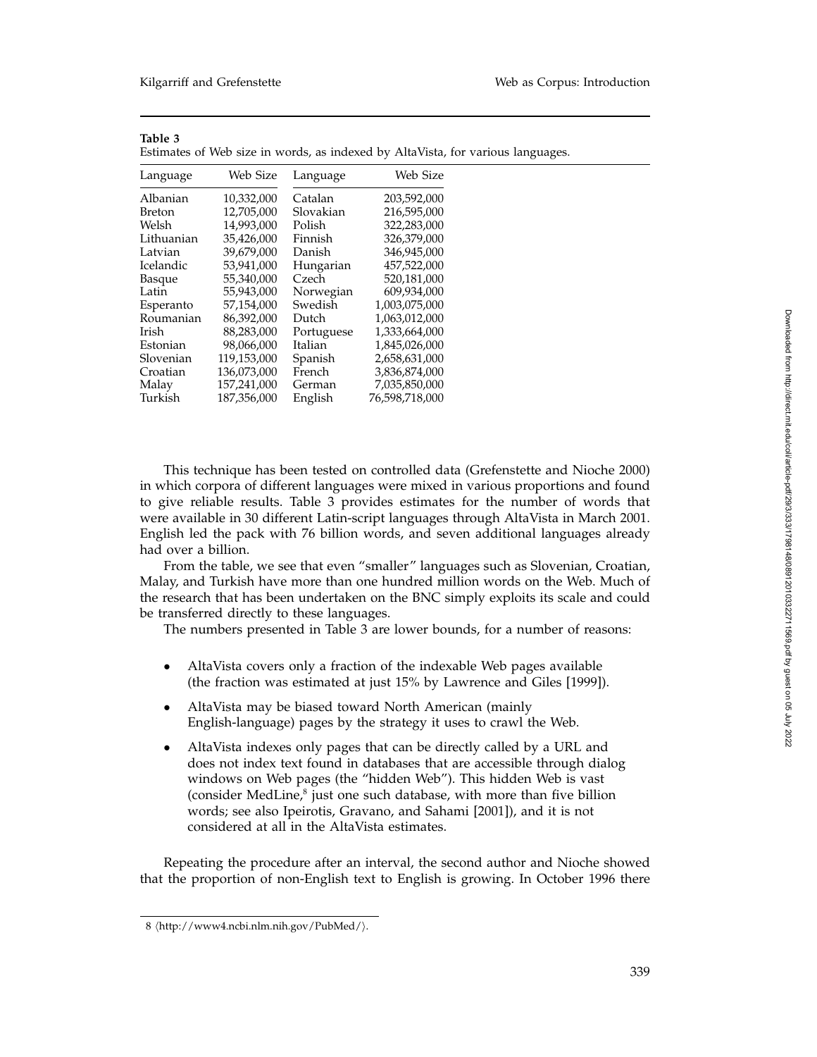**Table 3**
Estimates of Web size in words, as indexed by AltaVista, for various languages.

| Language | Web Size | Language | Web Size |
|---|---|---|---|
| Albanian | 10,332,000 | Catalan | 203,592,000 |
| Breton | 12,705,000 | Slovakian | 216,595,000 |
| Welsh | 14,993,000 | Polish | 322,283,000 |
| Lithuanian | 35,426,000 | Finnish | 326,379,000 |
| Latvian | 39,679,000 | Danish | 346,945,000 |
| Icelandic | 53,941,000 | Hungarian | 457,522,000 |
| Basque | 55,340,000 | Czech | 520,181,000 |
| Latin | 55,943,000 | Norwegian | 609,934,000 |
| Esperanto | 57,154,000 | Swedish | 1,003,075,000 |
| Roumanian | 86,392,000 | Dutch | 1,063,012,000 |
| Irish | 88,283,000 | Portuguese | 1,333,664,000 |
| Estonian | 98,066,000 | Italian | 1,845,026,000 |
| Slovenian | 119,153,000 | Spanish | 2,658,631,000 |
| Croatian | 136,073,000 | French | 3,836,874,000 |
| Malay | 157,241,000 | German | 7,035,850,000 |
| Turkish | 187,356,000 | English | 76,598,718,000 |

This technique has been tested on controlled data (Grefenstette and Nioche 2000) in which corpora of different languages were mixed in various proportions and found to give reliable results. Table 3 provides estimates for the number of words that were available in 30 different Latin-script languages through AltaVista in March 2001. English led the pack with 76 billion words, and seven additional languages already had over a billion.

From the table, we see that even "smaller" languages such as Slovenian, Croatian, Malay, and Turkish have more than one hundred million words on the Web. Much of the research that has been undertaken on the BNC simply exploits its scale and could be transferred directly to these languages.

The numbers presented in Table 3 are lower bounds, for a number of reasons:

- AltaVista covers only a fraction of the indexable Web pages available (the fraction was estimated at just 15% by Lawrence and Giles [1999]).
- AltaVista may be biased toward North American (mainly English-language) pages by the strategy it uses to crawl the Web.
- AltaVista indexes only pages that can be directly called by a URL and does not index text found in databases that are accessible through dialog windows on Web pages (the "hidden Web"). This hidden Web is vast (consider MedLine,[8] just one such database, with more than five billion words; see also Ipeirotis, Gravano, and Sahami [2001]), and it is not considered at all in the AltaVista estimates.

Repeating the procedure after an interval, the second author and Nioche showed that the proportion of non-English text to English is growing. In October 1996 there

8 ⟨http://www4.ncbi.nlm.nih.gov/PubMed/⟩.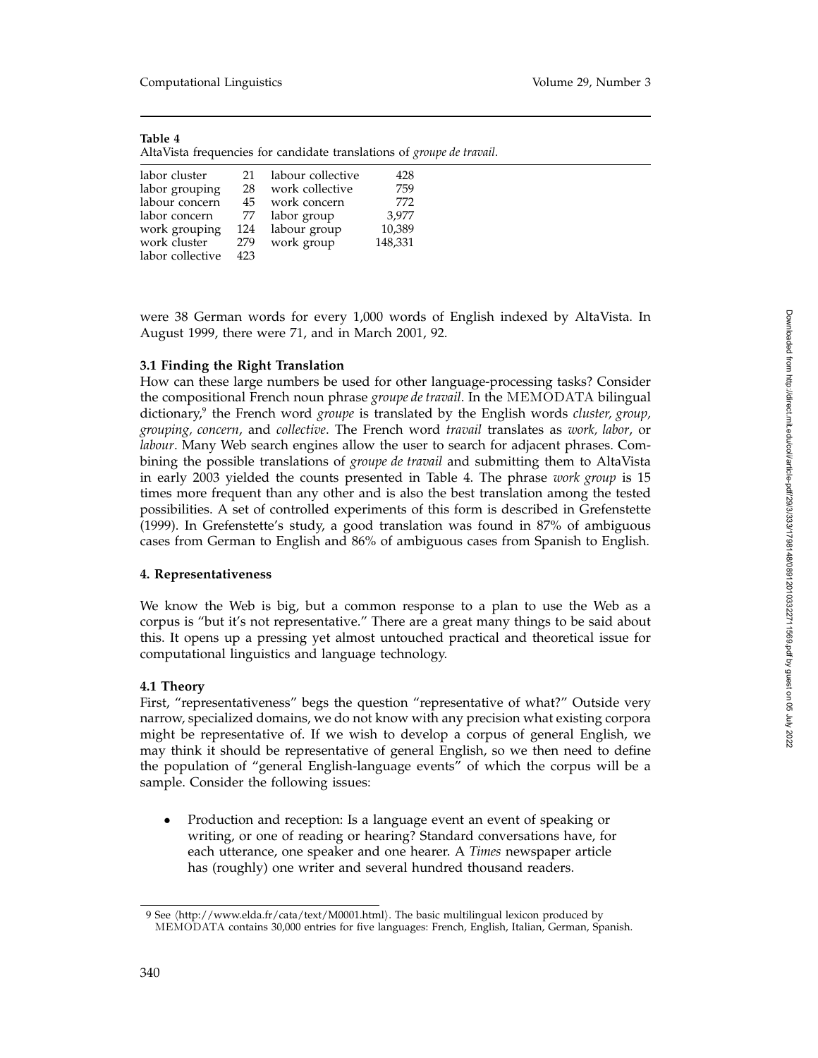**Table 4**
AltaVista frequencies for candidate translations of *groupe de travail*.

| | | | |
|---|---|---|---|
| labor cluster | 21 | labour collective | 428 |
| labor grouping | 28 | work collective | 759 |
| labour concern | 45 | work concern | 772 |
| labor concern | 77 | labor group | 3,977 |
| work grouping | 124 | labour group | 10,389 |
| work cluster | 279 | work group | 148,331 |
| labor collective | 423 | | |

were 38 German words for every 1,000 words of English indexed by AltaVista. In August 1999, there were 71, and in March 2001, 92.

### 3.1 Finding the Right Translation

How can these large numbers be used for other language-processing tasks? Consider the compositional French noun phrase *groupe de travail*. In the MEMODATA bilingual dictionary,[9] the French word *groupe* is translated by the English words *cluster, group, grouping, concern*, and *collective*. The French word *travail* translates as *work, labor*, or *labour*. Many Web search engines allow the user to search for adjacent phrases. Combining the possible translations of *groupe de travail* and submitting them to AltaVista in early 2003 yielded the counts presented in Table 4. The phrase *work group* is 15 times more frequent than any other and is also the best translation among the tested possibilities. A set of controlled experiments of this form is described in Grefenstette (1999). In Grefenstette's study, a good translation was found in 87% of ambiguous cases from German to English and 86% of ambiguous cases from Spanish to English.

## 4. Representativeness

We know the Web is big, but a common response to a plan to use the Web as a corpus is "but it's not representative." There are a great many things to be said about this. It opens up a pressing yet almost untouched practical and theoretical issue for computational linguistics and language technology.

### 4.1 Theory

First, "representativeness" begs the question "representative of what?" Outside very narrow, specialized domains, we do not know with any precision what existing corpora might be representative of. If we wish to develop a corpus of general English, we may think it should be representative of general English, so we then need to define the population of "general English-language events" of which the corpus will be a sample. Consider the following issues:

- Production and reception: Is a language event an event of speaking or writing, or one of reading or hearing? Standard conversations have, for each utterance, one speaker and one hearer. A *Times* newspaper article has (roughly) one writer and several hundred thousand readers.

9 See ⟨http://www.elda.fr/cata/text/M0001.html⟩. The basic multilingual lexicon produced by MEMODATA contains 30,000 entries for five languages: French, English, Italian, German, Spanish.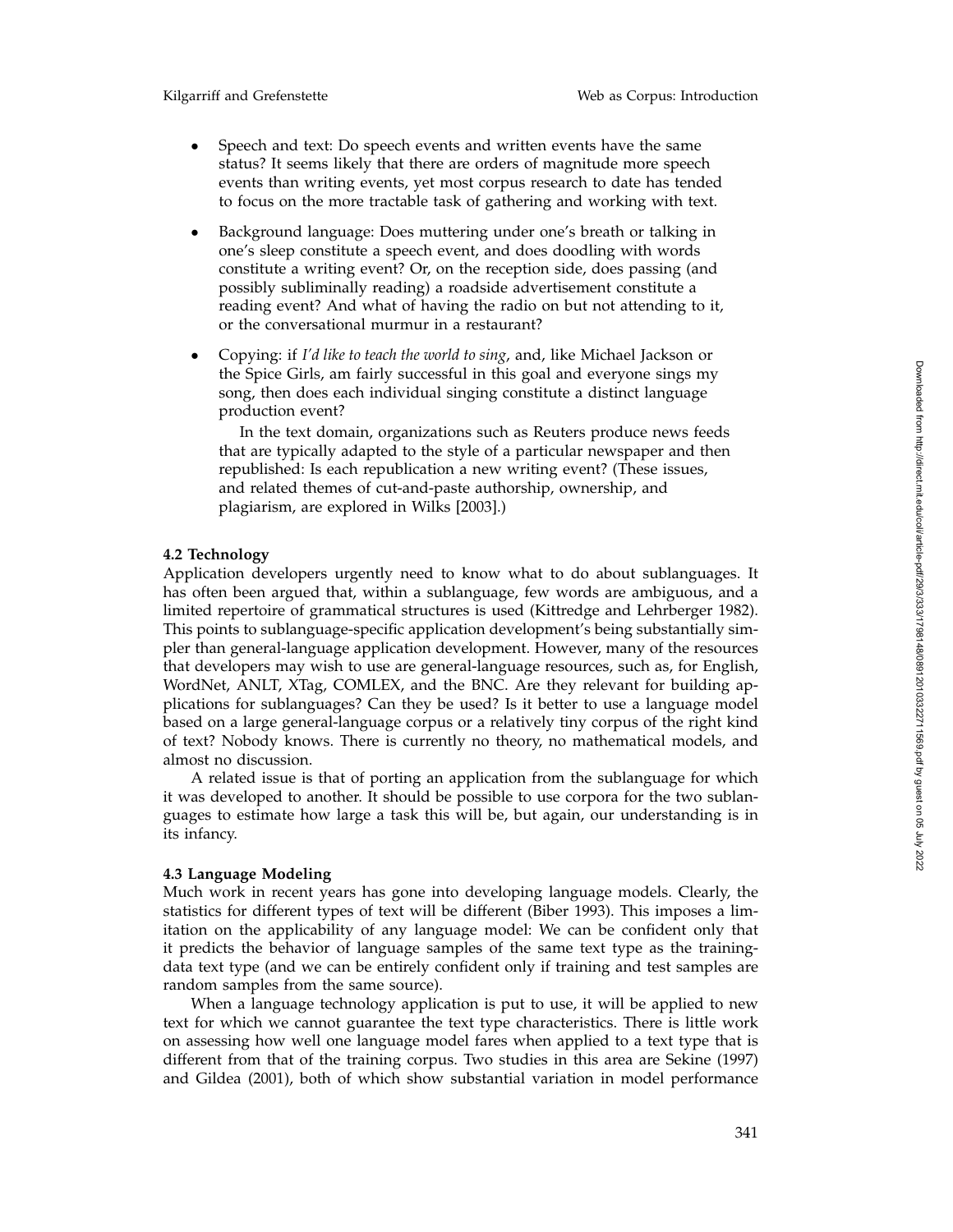- Speech and text: Do speech events and written events have the same status? It seems likely that there are orders of magnitude more speech events than writing events, yet most corpus research to date has tended to focus on the more tractable task of gathering and working with text.

- Background language: Does muttering under one's breath or talking in one's sleep constitute a speech event, and does doodling with words constitute a writing event? Or, on the reception side, does passing (and possibly subliminally reading) a roadside advertisement constitute a reading event? And what of having the radio on but not attending to it, or the conversational murmur in a restaurant?

- Copying: if *I'd like to teach the world to sing*, and, like Michael Jackson or the Spice Girls, am fairly successful in this goal and everyone sings my song, then does each individual singing constitute a distinct language production event?

  In the text domain, organizations such as Reuters produce news feeds that are typically adapted to the style of a particular newspaper and then republished: Is each republication a new writing event? (These issues, and related themes of cut-and-paste authorship, ownership, and plagiarism, are explored in Wilks [2003].)

### 4.2 Technology

Application developers urgently need to know what to do about sublanguages. It has often been argued that, within a sublanguage, few words are ambiguous, and a limited repertoire of grammatical structures is used (Kittredge and Lehrberger 1982). This points to sublanguage-specific application development's being substantially simpler than general-language application development. However, many of the resources that developers may wish to use are general-language resources, such as, for English, WordNet, ANLT, XTag, COMLEX, and the BNC. Are they relevant for building applications for sublanguages? Can they be used? Is it better to use a language model based on a large general-language corpus or a relatively tiny corpus of the right kind of text? Nobody knows. There is currently no theory, no mathematical models, and almost no discussion.

A related issue is that of porting an application from the sublanguage for which it was developed to another. It should be possible to use corpora for the two sublanguages to estimate how large a task this will be, but again, our understanding is in its infancy.

### 4.3 Language Modeling

Much work in recent years has gone into developing language models. Clearly, the statistics for different types of text will be different (Biber 1993). This imposes a limitation on the applicability of any language model: We can be confident only that it predicts the behavior of language samples of the same text type as the training-data text type (and we can be entirely confident only if training and test samples are random samples from the same source).

When a language technology application is put to use, it will be applied to new text for which we cannot guarantee the text type characteristics. There is little work on assessing how well one language model fares when applied to a text type that is different from that of the training corpus. Two studies in this area are Sekine (1997) and Gildea (2001), both of which show substantial variation in model performance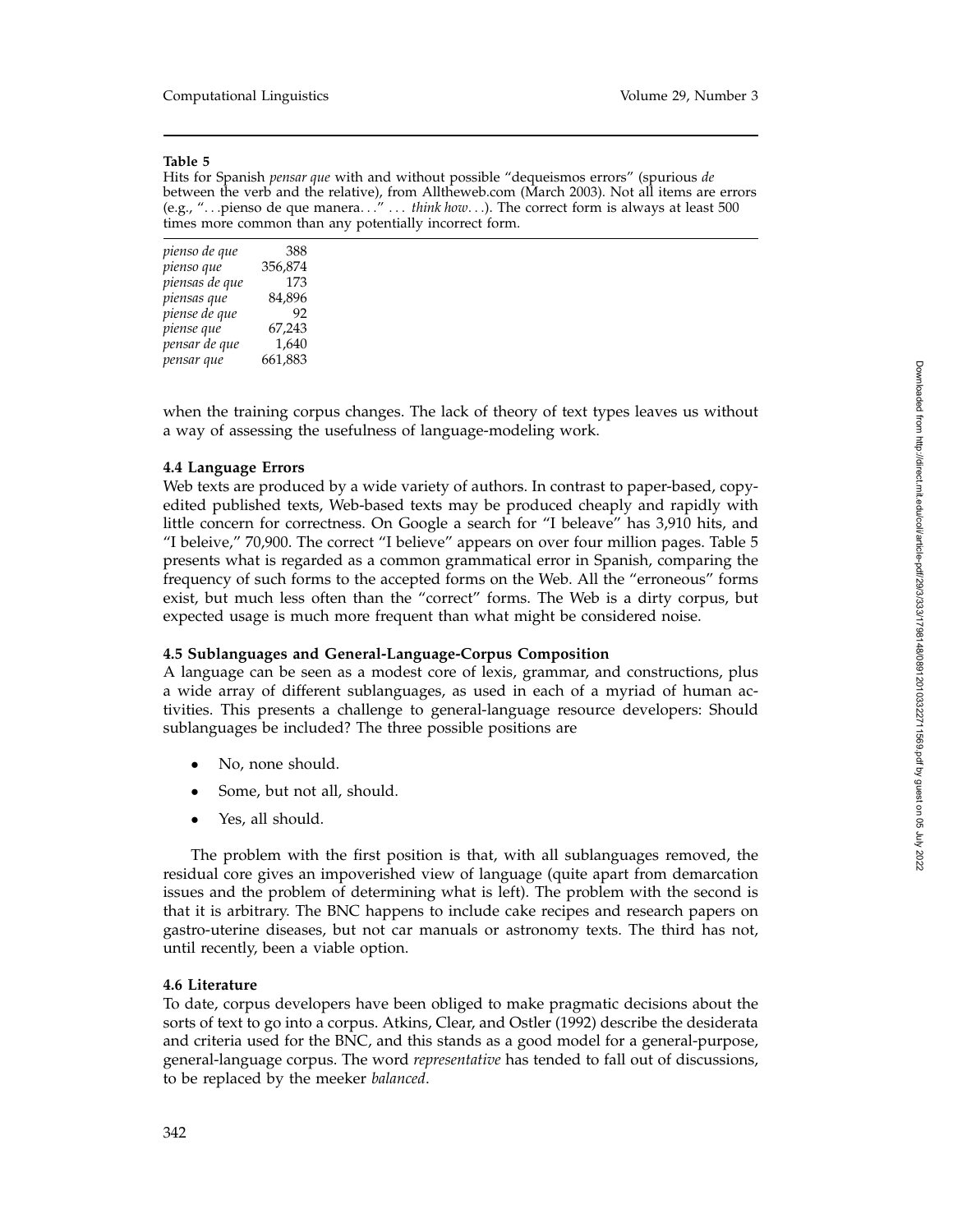**Table 5**
Hits for Spanish *pensar que* with and without possible "dequeismos errors" (spurious *de* between the verb and the relative), from Alltheweb.com (March 2003). Not all items are errors (e.g., "...pienso de que manera..." ... *think how*...). The correct form is always at least 500 times more common than any potentially incorrect form.

| | |
|---|---|
| *pienso de que* | 388 |
| *pienso que* | 356,874 |
| *piensas de que* | 173 |
| *piensas que* | 84,896 |
| *piense de que* | 92 |
| *piense que* | 67,243 |
| *pensar de que* | 1,640 |
| *pensar que* | 661,883 |

when the training corpus changes. The lack of theory of text types leaves us without a way of assessing the usefulness of language-modeling work.

### 4.4 Language Errors

Web texts are produced by a wide variety of authors. In contrast to paper-based, copy-edited published texts, Web-based texts may be produced cheaply and rapidly with little concern for correctness. On Google a search for "I beleave" has 3,910 hits, and "I beleive," 70,900. The correct "I believe" appears on over four million pages. Table 5 presents what is regarded as a common grammatical error in Spanish, comparing the frequency of such forms to the accepted forms on the Web. All the "erroneous" forms exist, but much less often than the "correct" forms. The Web is a dirty corpus, but expected usage is much more frequent than what might be considered noise.

### 4.5 Sublanguages and General-Language-Corpus Composition

A language can be seen as a modest core of lexis, grammar, and constructions, plus a wide array of different sublanguages, as used in each of a myriad of human activities. This presents a challenge to general-language resource developers: Should sublanguages be included? The three possible positions are

- No, none should.
- Some, but not all, should.
- Yes, all should.

The problem with the first position is that, with all sublanguages removed, the residual core gives an impoverished view of language (quite apart from demarcation issues and the problem of determining what is left). The problem with the second is that it is arbitrary. The BNC happens to include cake recipes and research papers on gastro-uterine diseases, but not car manuals or astronomy texts. The third has not, until recently, been a viable option.

### 4.6 Literature

To date, corpus developers have been obliged to make pragmatic decisions about the sorts of text to go into a corpus. Atkins, Clear, and Ostler (1992) describe the desiderata and criteria used for the BNC, and this stands as a good model for a general-purpose, general-language corpus. The word *representative* has tended to fall out of discussions, to be replaced by the meeker *balanced*.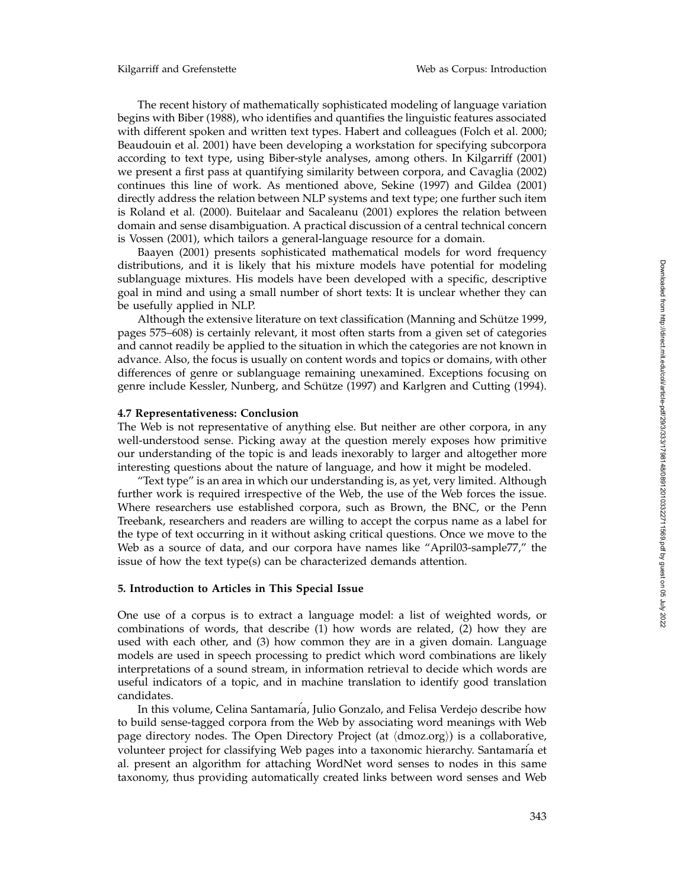The recent history of mathematically sophisticated modeling of language variation begins with Biber (1988), who identifies and quantifies the linguistic features associated with different spoken and written text types. Habert and colleagues (Folch et al. 2000; Beaudouin et al. 2001) have been developing a workstation for specifying subcorpora according to text type, using Biber-style analyses, among others. In Kilgarriff (2001) we present a first pass at quantifying similarity between corpora, and Cavaglia (2002) continues this line of work. As mentioned above, Sekine (1997) and Gildea (2001) directly address the relation between NLP systems and text type; one further such item is Roland et al. (2000). Buitelaar and Sacaleanu (2001) explores the relation between domain and sense disambiguation. A practical discussion of a central technical concern is Vossen (2001), which tailors a general-language resource for a domain.

Baayen (2001) presents sophisticated mathematical models for word frequency distributions, and it is likely that his mixture models have potential for modeling sublanguage mixtures. His models have been developed with a specific, descriptive goal in mind and using a small number of short texts: It is unclear whether they can be usefully applied in NLP.

Although the extensive literature on text classification (Manning and Schütze 1999, pages 575–608) is certainly relevant, it most often starts from a given set of categories and cannot readily be applied to the situation in which the categories are not known in advance. Also, the focus is usually on content words and topics or domains, with other differences of genre or sublanguage remaining unexamined. Exceptions focusing on genre include Kessler, Nunberg, and Schütze (1997) and Karlgren and Cutting (1994).

### 4.7 Representativeness: Conclusion

The Web is not representative of anything else. But neither are other corpora, in any well-understood sense. Picking away at the question merely exposes how primitive our understanding of the topic is and leads inexorably to larger and altogether more interesting questions about the nature of language, and how it might be modeled.

"Text type" is an area in which our understanding is, as yet, very limited. Although further work is required irrespective of the Web, the use of the Web forces the issue. Where researchers use established corpora, such as Brown, the BNC, or the Penn Treebank, researchers and readers are willing to accept the corpus name as a label for the type of text occurring in it without asking critical questions. Once we move to the Web as a source of data, and our corpora have names like "April03-sample77," the issue of how the text type(s) can be characterized demands attention.

## 5. Introduction to Articles in This Special Issue

One use of a corpus is to extract a language model: a list of weighted words, or combinations of words, that describe (1) how words are related, (2) how they are used with each other, and (3) how common they are in a given domain. Language models are used in speech processing to predict which word combinations are likely interpretations of a sound stream, in information retrieval to decide which words are useful indicators of a topic, and in machine translation to identify good translation candidates.

In this volume, Celina Santamaría, Julio Gonzalo, and Felisa Verdejo describe how to build sense-tagged corpora from the Web by associating word meanings with Web page directory nodes. The Open Directory Project (at ⟨dmoz.org⟩) is a collaborative, volunteer project for classifying Web pages into a taxonomic hierarchy. Santamaría et al. present an algorithm for attaching WordNet word senses to nodes in this same taxonomy, thus providing automatically created links between word senses and Web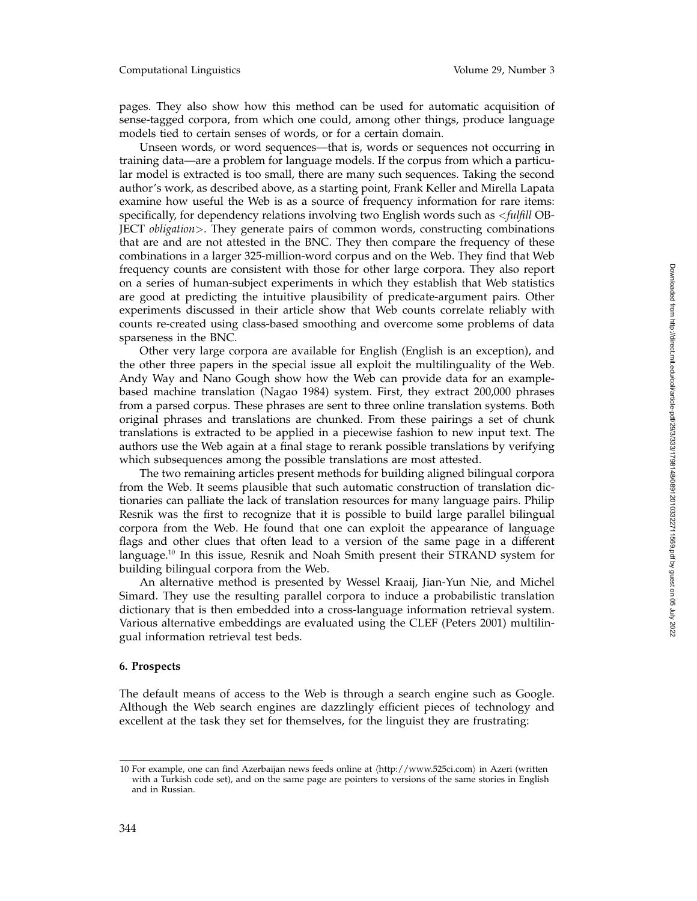pages. They also show how this method can be used for automatic acquisition of sense-tagged corpora, from which one could, among other things, produce language models tied to certain senses of words, or for a certain domain.

Unseen words, or word sequences—that is, words or sequences not occurring in training data—are a problem for language models. If the corpus from which a particular model is extracted is too small, there are many such sequences. Taking the second author's work, as described above, as a starting point, Frank Keller and Mirella Lapata examine how useful the Web is as a source of frequency information for rare items: specifically, for dependency relations involving two English words such as <*fulfill* OBJECT *obligation*>. They generate pairs of common words, constructing combinations that are and are not attested in the BNC. They then compare the frequency of these combinations in a larger 325-million-word corpus and on the Web. They find that Web frequency counts are consistent with those for other large corpora. They also report on a series of human-subject experiments in which they establish that Web statistics are good at predicting the intuitive plausibility of predicate-argument pairs. Other experiments discussed in their article show that Web counts correlate reliably with counts re-created using class-based smoothing and overcome some problems of data sparseness in the BNC.

Other very large corpora are available for English (English is an exception), and the other three papers in the special issue all exploit the multilinguality of the Web. Andy Way and Nano Gough show how the Web can provide data for an example-based machine translation (Nagao 1984) system. First, they extract 200,000 phrases from a parsed corpus. These phrases are sent to three online translation systems. Both original phrases and translations are chunked. From these pairings a set of chunk translations is extracted to be applied in a piecewise fashion to new input text. The authors use the Web again at a final stage to rerank possible translations by verifying which subsequences among the possible translations are most attested.

The two remaining articles present methods for building aligned bilingual corpora from the Web. It seems plausible that such automatic construction of translation dictionaries can palliate the lack of translation resources for many language pairs. Philip Resnik was the first to recognize that it is possible to build large parallel bilingual corpora from the Web. He found that one can exploit the appearance of language flags and other clues that often lead to a version of the same page in a different language.[10] In this issue, Resnik and Noah Smith present their STRAND system for building bilingual corpora from the Web.

An alternative method is presented by Wessel Kraaij, Jian-Yun Nie, and Michel Simard. They use the resulting parallel corpora to induce a probabilistic translation dictionary that is then embedded into a cross-language information retrieval system. Various alternative embeddings are evaluated using the CLEF (Peters 2001) multilingual information retrieval test beds.

#### 6. Prospects

The default means of access to the Web is through a search engine such as Google. Although the Web search engines are dazzlingly efficient pieces of technology and excellent at the task they set for themselves, for the linguist they are frustrating:

---

10 For example, one can find Azerbaijan news feeds online at ⟨http://www.525ci.com⟩ in Azeri (written with a Turkish code set), and on the same page are pointers to versions of the same stories in English and in Russian.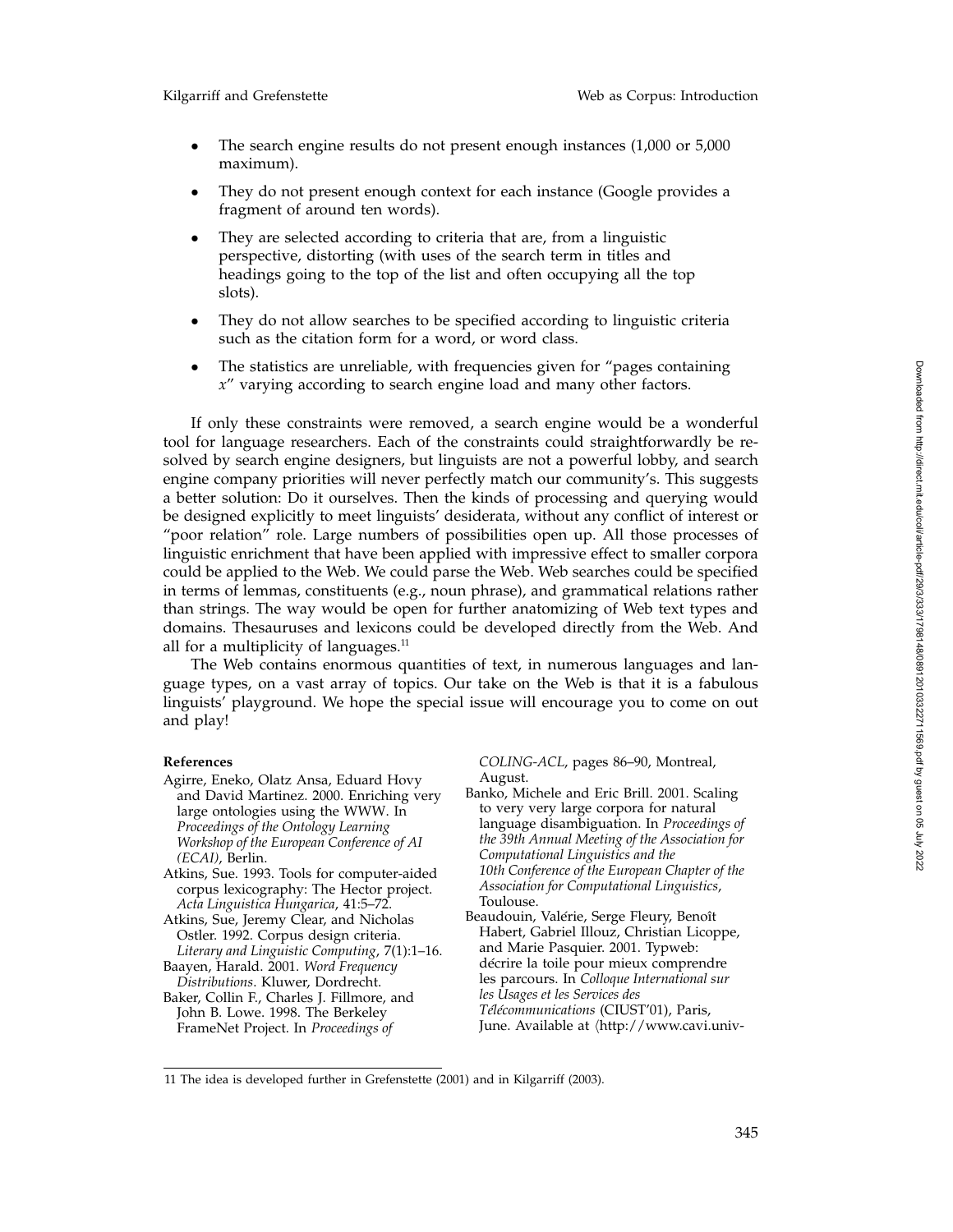- The search engine results do not present enough instances (1,000 or 5,000 maximum).
- They do not present enough context for each instance (Google provides a fragment of around ten words).
- They are selected according to criteria that are, from a linguistic perspective, distorting (with uses of the search term in titles and headings going to the top of the list and often occupying all the top slots).
- They do not allow searches to be specified according to linguistic criteria such as the citation form for a word, or word class.
- The statistics are unreliable, with frequencies given for "pages containing *x*" varying according to search engine load and many other factors.

If only these constraints were removed, a search engine would be a wonderful tool for language researchers. Each of the constraints could straightforwardly be resolved by search engine designers, but linguists are not a powerful lobby, and search engine company priorities will never perfectly match our community's. This suggests a better solution: Do it ourselves. Then the kinds of processing and querying would be designed explicitly to meet linguists' desiderata, without any conflict of interest or "poor relation" role. Large numbers of possibilities open up. All those processes of linguistic enrichment that have been applied with impressive effect to smaller corpora could be applied to the Web. We could parse the Web. Web searches could be specified in terms of lemmas, constituents (e.g., noun phrase), and grammatical relations rather than strings. The way would be open for further anatomizing of Web text types and domains. Thesauruses and lexicons could be developed directly from the Web. And all for a multiplicity of languages.[11]

The Web contains enormous quantities of text, in numerous languages and language types, on a vast array of topics. Our take on the Web is that it is a fabulous linguists' playground. We hope the special issue will encourage you to come on out and play!

**References**

Agirre, Eneko, Olatz Ansa, Eduard Hovy and David Martinez. 2000. Enriching very large ontologies using the WWW. In *Proceedings of the Ontology Learning Workshop of the European Conference of AI (ECAI)*, Berlin.

Atkins, Sue. 1993. Tools for computer-aided corpus lexicography: The Hector project. *Acta Linguistica Hungarica*, 41:5–72.

Atkins, Sue, Jeremy Clear, and Nicholas Ostler. 1992. Corpus design criteria. *Literary and Linguistic Computing*, 7(1):1–16.

Baayen, Harald. 2001. *Word Frequency Distributions*. Kluwer, Dordrecht.

Baker, Collin F., Charles J. Fillmore, and John B. Lowe. 1998. The Berkeley FrameNet Project. In *Proceedings of COLING-ACL*, pages 86–90, Montreal, August.

Banko, Michele and Eric Brill. 2001. Scaling to very very large corpora for natural language disambiguation. In *Proceedings of the 39th Annual Meeting of the Association for Computational Linguistics and the 10th Conference of the European Chapter of the Association for Computational Linguistics*, Toulouse.

Beaudouin, Valérie, Serge Fleury, Benoît Habert, Gabriel Illouz, Christian Licoppe, and Marie Pasquier. 2001. Typweb: décrire la toile pour mieux comprendre les parcours. In *Colloque International sur les Usages et les Services des Télécommunications* (CIUST'01), Paris, June. Available at ⟨http://www.cavi.univ-

11 The idea is developed further in Grefenstette (2001) and in Kilgarriff (2003).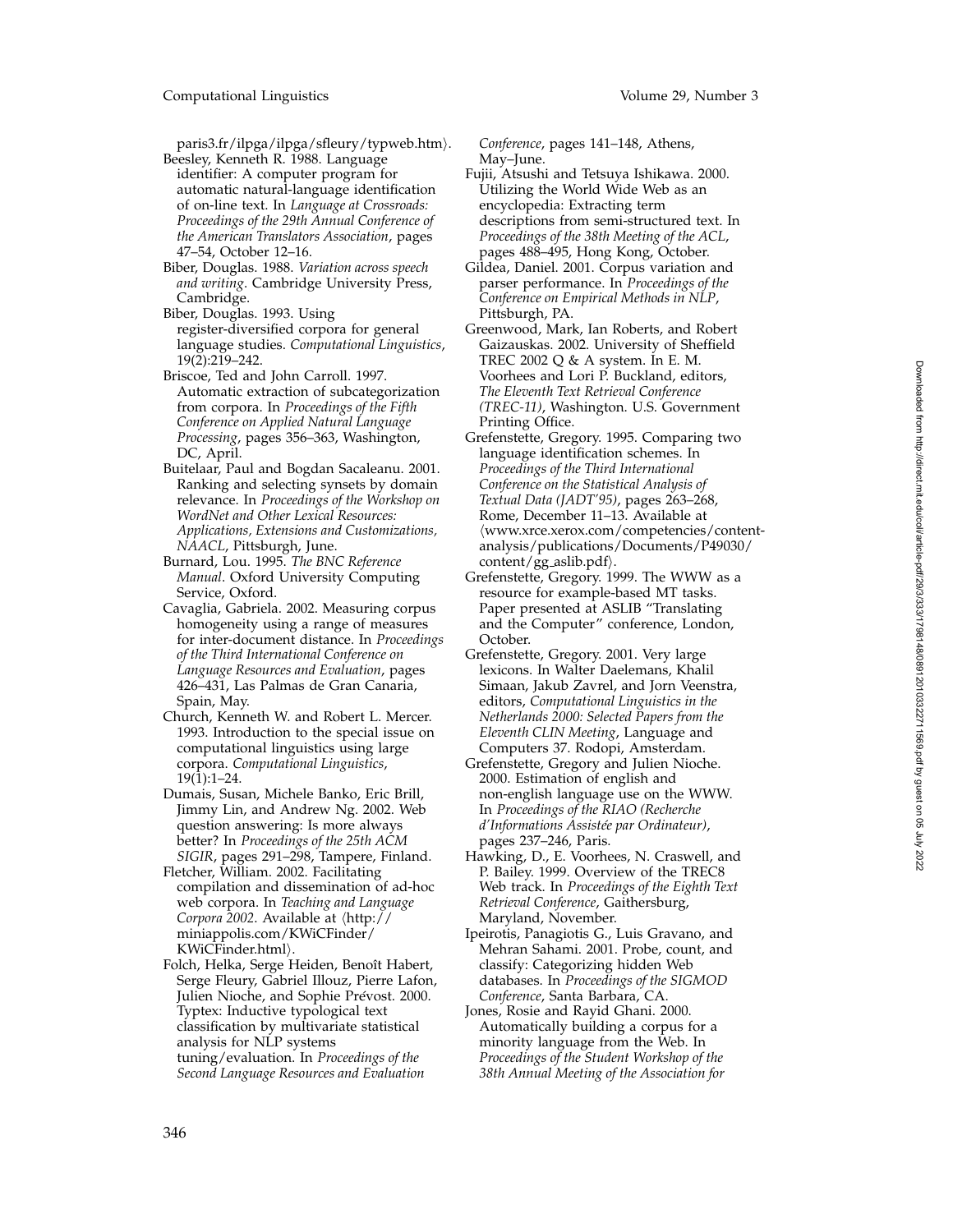paris3.fr/ilpga/ilpga/sfleury/typweb.htm⟩.

Beesley, Kenneth R. 1988. Language identifier: A computer program for automatic natural-language identification of on-line text. In *Language at Crossroads: Proceedings of the 29th Annual Conference of the American Translators Association*, pages 47–54, October 12–16.

Biber, Douglas. 1988. *Variation across speech and writing*. Cambridge University Press, Cambridge.

Biber, Douglas. 1993. Using register-diversified corpora for general language studies. *Computational Linguistics*, 19(2):219–242.

Briscoe, Ted and John Carroll. 1997. Automatic extraction of subcategorization from corpora. In *Proceedings of the Fifth Conference on Applied Natural Language Processing*, pages 356–363, Washington, DC, April.

Buitelaar, Paul and Bogdan Sacaleanu. 2001. Ranking and selecting synsets by domain relevance. In *Proceedings of the Workshop on WordNet and Other Lexical Resources: Applications, Extensions and Customizations, NAACL*, Pittsburgh, June.

Burnard, Lou. 1995. *The BNC Reference Manual*. Oxford University Computing Service, Oxford.

Cavaglia, Gabriela. 2002. Measuring corpus homogeneity using a range of measures for inter-document distance. In *Proceedings of the Third International Conference on Language Resources and Evaluation*, pages 426–431, Las Palmas de Gran Canaria, Spain, May.

Church, Kenneth W. and Robert L. Mercer. 1993. Introduction to the special issue on computational linguistics using large corpora. *Computational Linguistics*, 19(1):1–24.

Dumais, Susan, Michele Banko, Eric Brill, Jimmy Lin, and Andrew Ng. 2002. Web question answering: Is more always better? In *Proceedings of the 25th ACM SIGIR*, pages 291–298, Tampere, Finland.

Fletcher, William. 2002. Facilitating compilation and dissemination of ad-hoc web corpora. In *Teaching and Language Corpora 2002*. Available at ⟨http://miniappolis.com/KWiCFinder/KWiCFinder.html⟩.

Folch, Helka, Serge Heiden, Benoît Habert, Serge Fleury, Gabriel Illouz, Pierre Lafon, Julien Nioche, and Sophie Prévost. 2000. Typtex: Inductive typological text classification by multivariate statistical analysis for NLP systems tuning/evaluation. In *Proceedings of the Second Language Resources and Evaluation Conference*, pages 141–148, Athens, May–June.

Fujii, Atsushi and Tetsuya Ishikawa. 2000. Utilizing the World Wide Web as an encyclopedia: Extracting term descriptions from semi-structured text. In *Proceedings of the 38th Meeting of the ACL*, pages 488–495, Hong Kong, October.

Gildea, Daniel. 2001. Corpus variation and parser performance. In *Proceedings of the Conference on Empirical Methods in NLP*, Pittsburgh, PA.

Greenwood, Mark, Ian Roberts, and Robert Gaizauskas. 2002. University of Sheffield TREC 2002 Q & A system. In E. M. Voorhees and Lori P. Buckland, editors, *The Eleventh Text Retrieval Conference (TREC-11)*, Washington. U.S. Government Printing Office.

Grefenstette, Gregory. 1995. Comparing two language identification schemes. In *Proceedings of the Third International Conference on the Statistical Analysis of Textual Data (JADT'95)*, pages 263–268, Rome, December 11–13. Available at ⟨www.xrce.xerox.com/competencies/content-analysis/publications/Documents/P49030/content/gg_aslib.pdf⟩.

Grefenstette, Gregory. 1999. The WWW as a resource for example-based MT tasks. Paper presented at ASLIB "Translating and the Computer" conference, London, October.

Grefenstette, Gregory. 2001. Very large lexicons. In Walter Daelemans, Khalil Simaan, Jakub Zavrel, and Jorn Veenstra, editors, *Computational Linguistics in the Netherlands 2000: Selected Papers from the Eleventh CLIN Meeting*, Language and Computers 37. Rodopi, Amsterdam.

Grefenstette, Gregory and Julien Nioche. 2000. Estimation of english and non-english language use on the WWW. In *Proceedings of the RIAO (Recherche d'Informations Assistée par Ordinateur)*, pages 237–246, Paris.

Hawking, D., E. Voorhees, N. Craswell, and P. Bailey. 1999. Overview of the TREC8 Web track. In *Proceedings of the Eighth Text Retrieval Conference*, Gaithersburg, Maryland, November.

Ipeirotis, Panagiotis G., Luis Gravano, and Mehran Sahami. 2001. Probe, count, and classify: Categorizing hidden Web databases. In *Proceedings of the SIGMOD Conference*, Santa Barbara, CA.

Jones, Rosie and Rayid Ghani. 2000. Automatically building a corpus for a minority language from the Web. In *Proceedings of the Student Workshop of the 38th Annual Meeting of the Association for*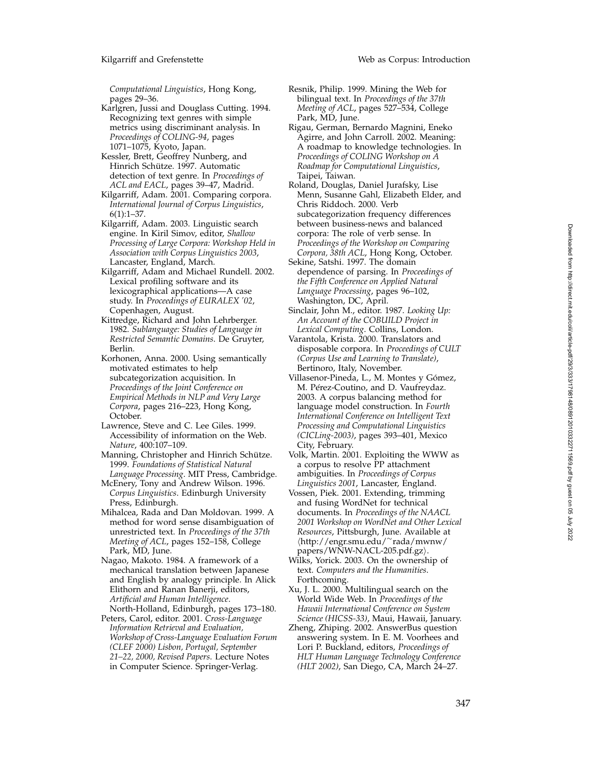*Computational Linguistics*, Hong Kong, pages 29–36.

Karlgren, Jussi and Douglass Cutting. 1994. Recognizing text genres with simple metrics using discriminant analysis. In *Proceedings of COLING-94*, pages 1071–1075, Kyoto, Japan.

Kessler, Brett, Geoffrey Nunberg, and Hinrich Schütze. 1997. Automatic detection of text genre. In *Proceedings of ACL and EACL*, pages 39–47, Madrid.

Kilgarriff, Adam. 2001. Comparing corpora. *International Journal of Corpus Linguistics*, 6(1):1–37.

Kilgarriff, Adam. 2003. Linguistic search engine. In Kiril Simov, editor, *Shallow Processing of Large Corpora: Workshop Held in Association with Corpus Linguistics 2003*, Lancaster, England, March.

Kilgarriff, Adam and Michael Rundell. 2002. Lexical profiling software and its lexicographical applications—A case study. In *Proceedings of EURALEX '02*, Copenhagen, August.

Kittredge, Richard and John Lehrberger. 1982. *Sublanguage: Studies of Language in Restricted Semantic Domains*. De Gruyter, Berlin.

Korhonen, Anna. 2000. Using semantically motivated estimates to help subcategorization acquisition. In *Proceedings of the Joint Conference on Empirical Methods in NLP and Very Large Corpora*, pages 216–223, Hong Kong, October.

Lawrence, Steve and C. Lee Giles. 1999. Accessibility of information on the Web. *Nature*, 400:107–109.

Manning, Christopher and Hinrich Schütze. 1999. *Foundations of Statistical Natural Language Processing*. MIT Press, Cambridge.

McEnery, Tony and Andrew Wilson. 1996. *Corpus Linguistics*. Edinburgh University Press, Edinburgh.

Mihalcea, Rada and Dan Moldovan. 1999. A method for word sense disambiguation of unrestricted text. In *Proceedings of the 37th Meeting of ACL*, pages 152–158, College Park, MD, June.

Nagao, Makoto. 1984. A framework of a mechanical translation between Japanese and English by analogy principle. In Alick Elithorn and Ranan Banerji, editors, *Artificial and Human Intelligence*. North-Holland, Edinburgh, pages 173–180.

Peters, Carol, editor. 2001. *Cross-Language Information Retrieval and Evaluation, Workshop of Cross-Language Evaluation Forum (CLEF 2000) Lisbon, Portugal, September 21–22, 2000, Revised Papers*. Lecture Notes in Computer Science. Springer-Verlag.

Resnik, Philip. 1999. Mining the Web for bilingual text. In *Proceedings of the 37th Meeting of ACL*, pages 527–534, College Park, MD, June.

Rigau, German, Bernardo Magnini, Eneko Agirre, and John Carroll. 2002. Meaning: A roadmap to knowledge technologies. In *Proceedings of COLING Workshop on A Roadmap for Computational Linguistics*, Taipei, Taiwan.

Roland, Douglas, Daniel Jurafsky, Lise Menn, Susanne Gahl, Elizabeth Elder, and Chris Riddoch. 2000. Verb subcategorization frequency differences between business-news and balanced corpora: The role of verb sense. In *Proceedings of the Workshop on Comparing Corpora, 38th ACL*, Hong Kong, October.

Sekine, Satshi. 1997. The domain dependence of parsing. In *Proceedings of the Fifth Conference on Applied Natural Language Processing*, pages 96–102, Washington, DC, April.

Sinclair, John M., editor. 1987. *Looking Up: An Account of the COBUILD Project in Lexical Computing*. Collins, London.

Varantola, Krista. 2000. Translators and disposable corpora. In *Proceedings of CULT (Corpus Use and Learning to Translate)*, Bertinoro, Italy, November.

Villasenor-Pineda, L., M. Montes y Gómez, M. Pérez-Coutino, and D. Vaufreydaz. 2003. A corpus balancing method for language model construction. In *Fourth International Conference on Intelligent Text Processing and Computational Linguistics (CICLing-2003)*, pages 393–401, Mexico City, February.

Volk, Martin. 2001. Exploiting the WWW as a corpus to resolve PP attachment ambiguities. In *Proceedings of Corpus Linguistics 2001*, Lancaster, England.

Vossen, Piek. 2001. Extending, trimming and fusing WordNet for technical documents. In *Proceedings of the NAACL 2001 Workshop on WordNet and Other Lexical Resources*, Pittsburgh, June. Available at ⟨http://engr.smu.edu/~rada/mwnw/papers/WNW-NACL-205.pdf.gz⟩.

Wilks, Yorick. 2003. On the ownership of text. *Computers and the Humanities*. Forthcoming.

Xu, J. L. 2000. Multilingual search on the World Wide Web. In *Proceedings of the Hawaii International Conference on System Science (HICSS-33)*, Maui, Hawaii, January.

Zheng, Zhiping. 2002. AnswerBus question answering system. In E. M. Voorhees and Lori P. Buckland, editors, *Proceedings of HLT Human Language Technology Conference (HLT 2002)*, San Diego, CA, March 24–27.